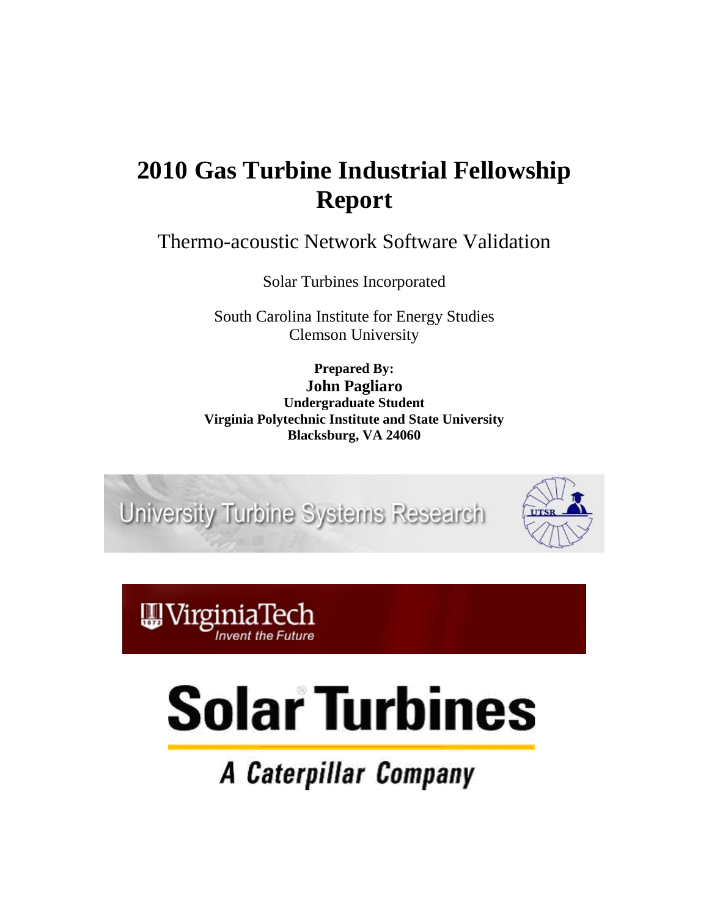# 2010 Gas Turbine Industrial Fellowship Report

Thermo-acoustic Network Software Validation

Solar Turbines Incorporated

South Carolina Institute for Energy Studies
Clemson University

**Prepared By:**
**John Pagliaro**
**Undergraduate Student**
**Virginia Polytechnic Institute and State University**
**Blacksburg, VA 24060**

University Turbine Systems Research

VirginiaTech
*Invent the Future*

**Solar Turbines**

***A Caterpillar Company***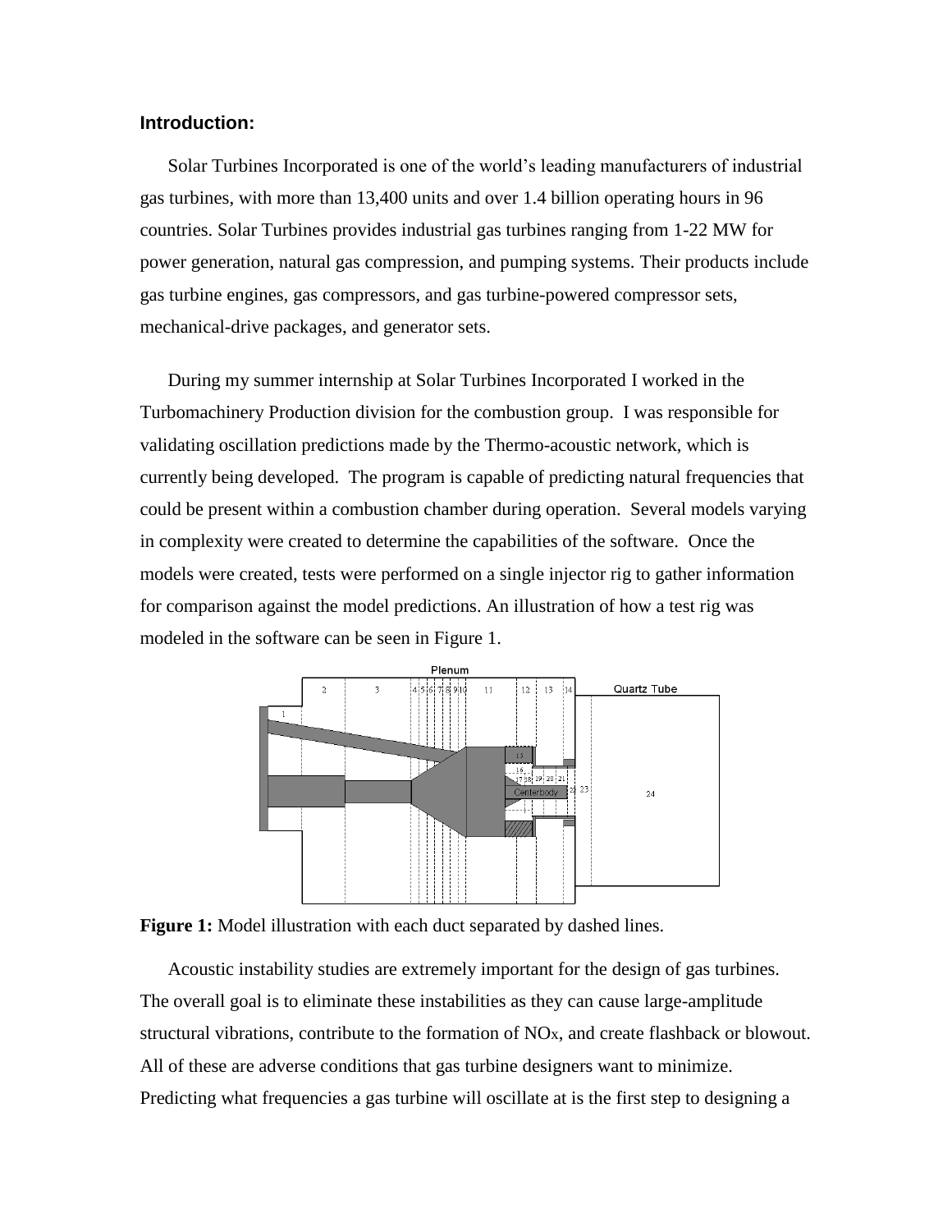### Introduction:

Solar Turbines Incorporated is one of the world's leading manufacturers of industrial gas turbines, with more than 13,400 units and over 1.4 billion operating hours in 96 countries. Solar Turbines provides industrial gas turbines ranging from 1-22 MW for power generation, natural gas compression, and pumping systems. Their products include gas turbine engines, gas compressors, and gas turbine-powered compressor sets, mechanical-drive packages, and generator sets.

During my summer internship at Solar Turbines Incorporated I worked in the Turbomachinery Production division for the combustion group. I was responsible for validating oscillation predictions made by the Thermo-acoustic network, which is currently being developed. The program is capable of predicting natural frequencies that could be present within a combustion chamber during operation. Several models varying in complexity were created to determine the capabilities of the software. Once the models were created, tests were performed on a single injector rig to gather information for comparison against the model predictions. An illustration of how a test rig was modeled in the software can be seen in Figure 1.

**Figure 1:** Model illustration with each duct separated by dashed lines.

Acoustic instability studies are extremely important for the design of gas turbines. The overall goal is to eliminate these instabilities as they can cause large-amplitude structural vibrations, contribute to the formation of $NO_x$, and create flashback or blowout. All of these are adverse conditions that gas turbine designers want to minimize. Predicting what frequencies a gas turbine will oscillate at is the first step to designing a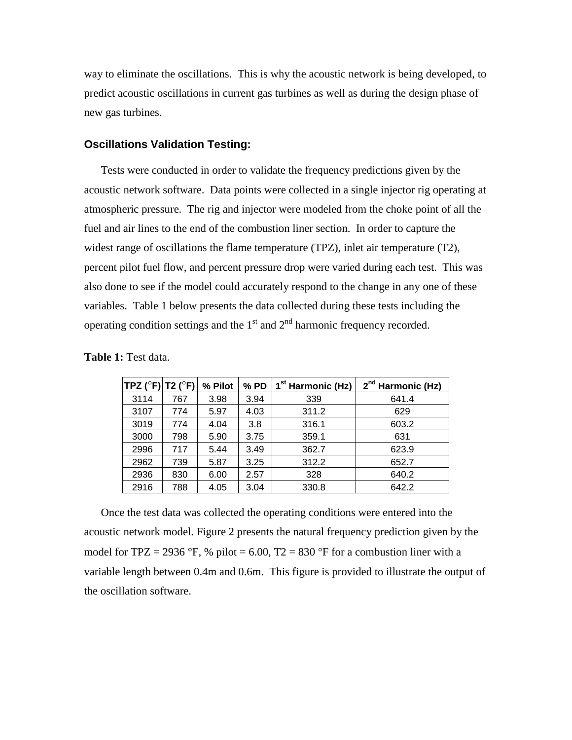way to eliminate the oscillations. This is why the acoustic network is being developed, to predict acoustic oscillations in current gas turbines as well as during the design phase of new gas turbines.

### Oscillations Validation Testing:

Tests were conducted in order to validate the frequency predictions given by the acoustic network software. Data points were collected in a single injector rig operating at atmospheric pressure. The rig and injector were modeled from the choke point of all the fuel and air lines to the end of the combustion liner section. In order to capture the widest range of oscillations the flame temperature (TPZ), inlet air temperature (T2), percent pilot fuel flow, and percent pressure drop were varied during each test. This was also done to see if the model could accurately respond to the change in any one of these variables. Table 1 below presents the data collected during these tests including the operating condition settings and the 1st and 2nd harmonic frequency recorded.

**Table 1:** Test data.

| TPZ (°F) | T2 (°F) | % Pilot | % PD | 1st Harmonic (Hz) | 2nd Harmonic (Hz) |
|---|---|---|---|---|---|
| 3114 | 767 | 3.98 | 3.94 | 339 | 641.4 |
| 3107 | 774 | 5.97 | 4.03 | 311.2 | 629 |
| 3019 | 774 | 4.04 | 3.8 | 316.1 | 603.2 |
| 3000 | 798 | 5.90 | 3.75 | 359.1 | 631 |
| 2996 | 717 | 5.44 | 3.49 | 362.7 | 623.9 |
| 2962 | 739 | 5.87 | 3.25 | 312.2 | 652.7 |
| 2936 | 830 | 6.00 | 2.57 | 328 | 640.2 |
| 2916 | 788 | 4.05 | 3.04 | 330.8 | 642.2 |

Once the test data was collected the operating conditions were entered into the acoustic network model. Figure 2 presents the natural frequency prediction given by the model for TPZ = 2936 °F, % pilot = 6.00, T2 = 830 °F for a combustion liner with a variable length between 0.4m and 0.6m. This figure is provided to illustrate the output of the oscillation software.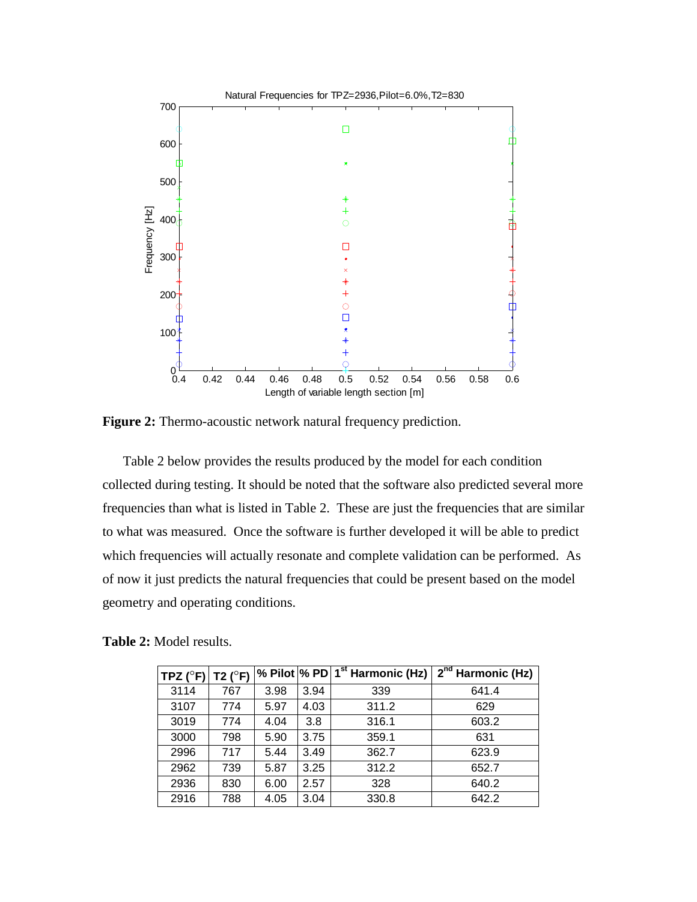**Figure 2:** Thermo-acoustic network natural frequency prediction.

Table 2 below provides the results produced by the model for each condition collected during testing. It should be noted that the software also predicted several more frequencies than what is listed in Table 2. These are just the frequencies that are similar to what was measured. Once the software is further developed it will be able to predict which frequencies will actually resonate and complete validation can be performed. As of now it just predicts the natural frequencies that could be present based on the model geometry and operating conditions.

**Table 2:** Model results.

| TPZ (°F) | T2 (°F) | % Pilot | % PD | 1st Harmonic (Hz) | 2nd Harmonic (Hz) |
|---|---|---|---|---|---|
| 3114 | 767 | 3.98 | 3.94 | 339 | 641.4 |
| 3107 | 774 | 5.97 | 4.03 | 311.2 | 629 |
| 3019 | 774 | 4.04 | 3.8 | 316.1 | 603.2 |
| 3000 | 798 | 5.90 | 3.75 | 359.1 | 631 |
| 2996 | 717 | 5.44 | 3.49 | 362.7 | 623.9 |
| 2962 | 739 | 5.87 | 3.25 | 312.2 | 652.7 |
| 2936 | 830 | 6.00 | 2.57 | 328 | 640.2 |
| 2916 | 788 | 4.05 | 3.04 | 330.8 | 642.2 |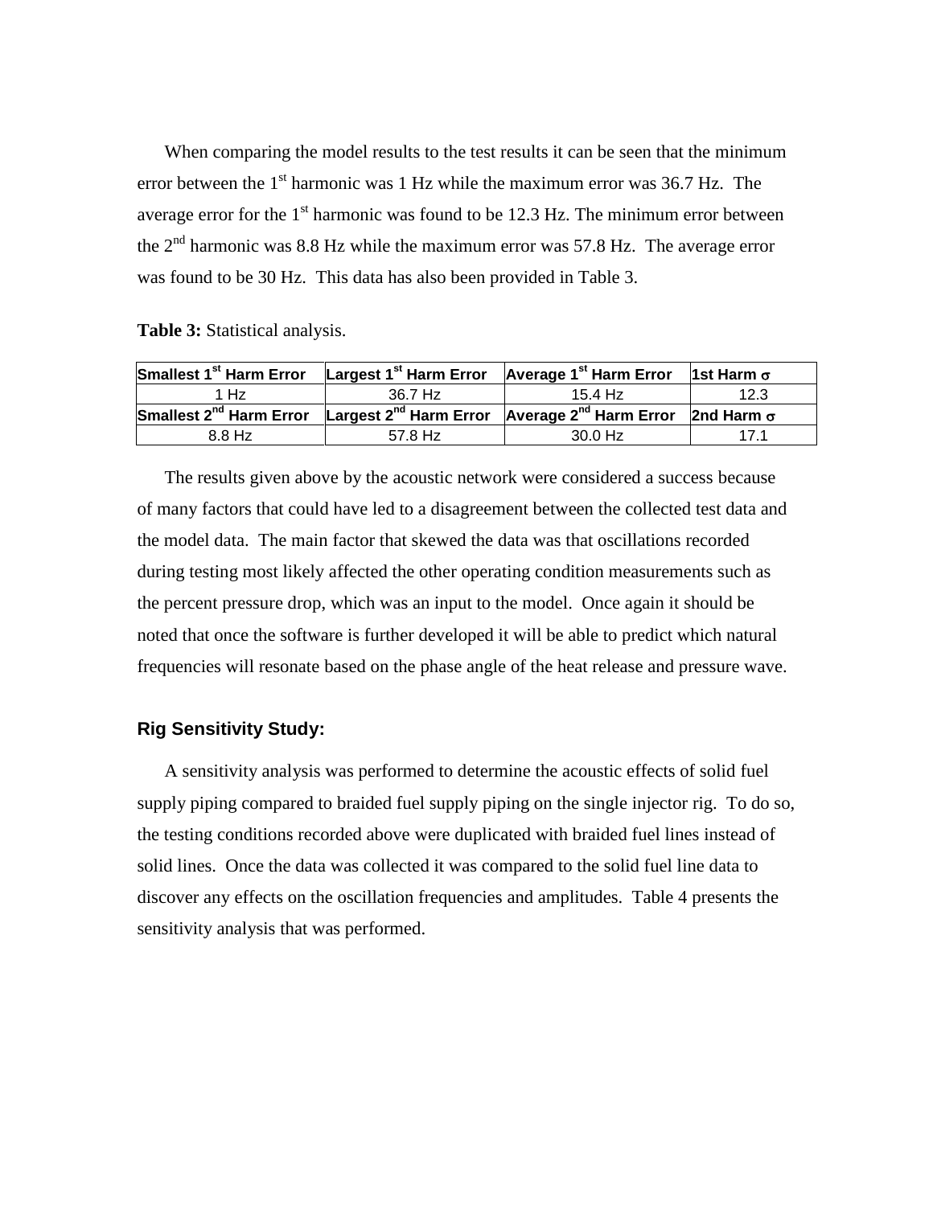When comparing the model results to the test results it can be seen that the minimum error between the 1st harmonic was 1 Hz while the maximum error was 36.7 Hz. The average error for the 1st harmonic was found to be 12.3 Hz. The minimum error between the 2nd harmonic was 8.8 Hz while the maximum error was 57.8 Hz. The average error was found to be 30 Hz. This data has also been provided in Table 3.

**Table 3:** Statistical analysis.

| Smallest 1st Harm Error | Largest 1st Harm Error | Average 1st Harm Error | 1st Harm $\sigma$ |
|---|---|---|---|
| 1 Hz | 36.7 Hz | 15.4 Hz | 12.3 |
| **Smallest 2nd Harm Error** | **Largest 2nd Harm Error** | **Average 2nd Harm Error** | **2nd Harm $\sigma$** |
| 8.8 Hz | 57.8 Hz | 30.0 Hz | 17.1 |

The results given above by the acoustic network were considered a success because of many factors that could have led to a disagreement between the collected test data and the model data. The main factor that skewed the data was that oscillations recorded during testing most likely affected the other operating condition measurements such as the percent pressure drop, which was an input to the model. Once again it should be noted that once the software is further developed it will be able to predict which natural frequencies will resonate based on the phase angle of the heat release and pressure wave.

### Rig Sensitivity Study:

A sensitivity analysis was performed to determine the acoustic effects of solid fuel supply piping compared to braided fuel supply piping on the single injector rig. To do so, the testing conditions recorded above were duplicated with braided fuel lines instead of solid lines. Once the data was collected it was compared to the solid fuel line data to discover any effects on the oscillation frequencies and amplitudes. Table 4 presents the sensitivity analysis that was performed.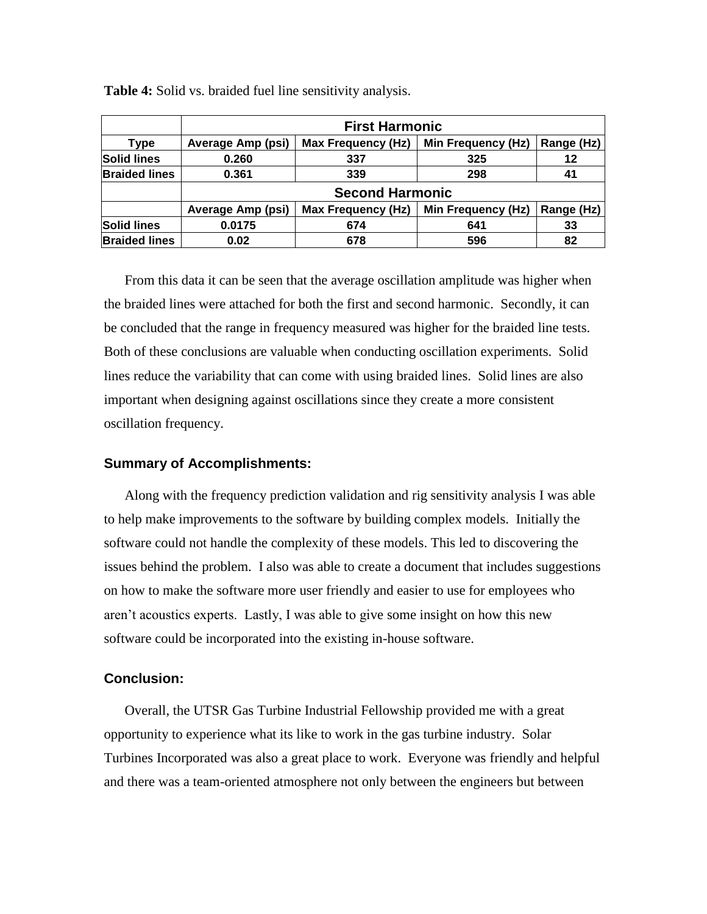**Table 4:** Solid vs. braided fuel line sensitivity analysis.

| | First Harmonic | | | |
|---|---|---|---|---|
| **Type** | **Average Amp (psi)** | **Max Frequency (Hz)** | **Min Frequency (Hz)** | **Range (Hz)** |
| **Solid lines** | 0.260 | 337 | 325 | 12 |
| **Braided lines** | 0.361 | 339 | 298 | 41 |
| | **Second Harmonic** | | | |
| | **Average Amp (psi)** | **Max Frequency (Hz)** | **Min Frequency (Hz)** | **Range (Hz)** |
| **Solid lines** | 0.0175 | 674 | 641 | 33 |
| **Braided lines** | 0.02 | 678 | 596 | 82 |

From this data it can be seen that the average oscillation amplitude was higher when the braided lines were attached for both the first and second harmonic. Secondly, it can be concluded that the range in frequency measured was higher for the braided line tests. Both of these conclusions are valuable when conducting oscillation experiments. Solid lines reduce the variability that can come with using braided lines. Solid lines are also important when designing against oscillations since they create a more consistent oscillation frequency.

### Summary of Accomplishments:

Along with the frequency prediction validation and rig sensitivity analysis I was able to help make improvements to the software by building complex models. Initially the software could not handle the complexity of these models. This led to discovering the issues behind the problem. I also was able to create a document that includes suggestions on how to make the software more user friendly and easier to use for employees who aren't acoustics experts. Lastly, I was able to give some insight on how this new software could be incorporated into the existing in-house software.

### Conclusion:

Overall, the UTSR Gas Turbine Industrial Fellowship provided me with a great opportunity to experience what its like to work in the gas turbine industry. Solar Turbines Incorporated was also a great place to work. Everyone was friendly and helpful and there was a team-oriented atmosphere not only between the engineers but between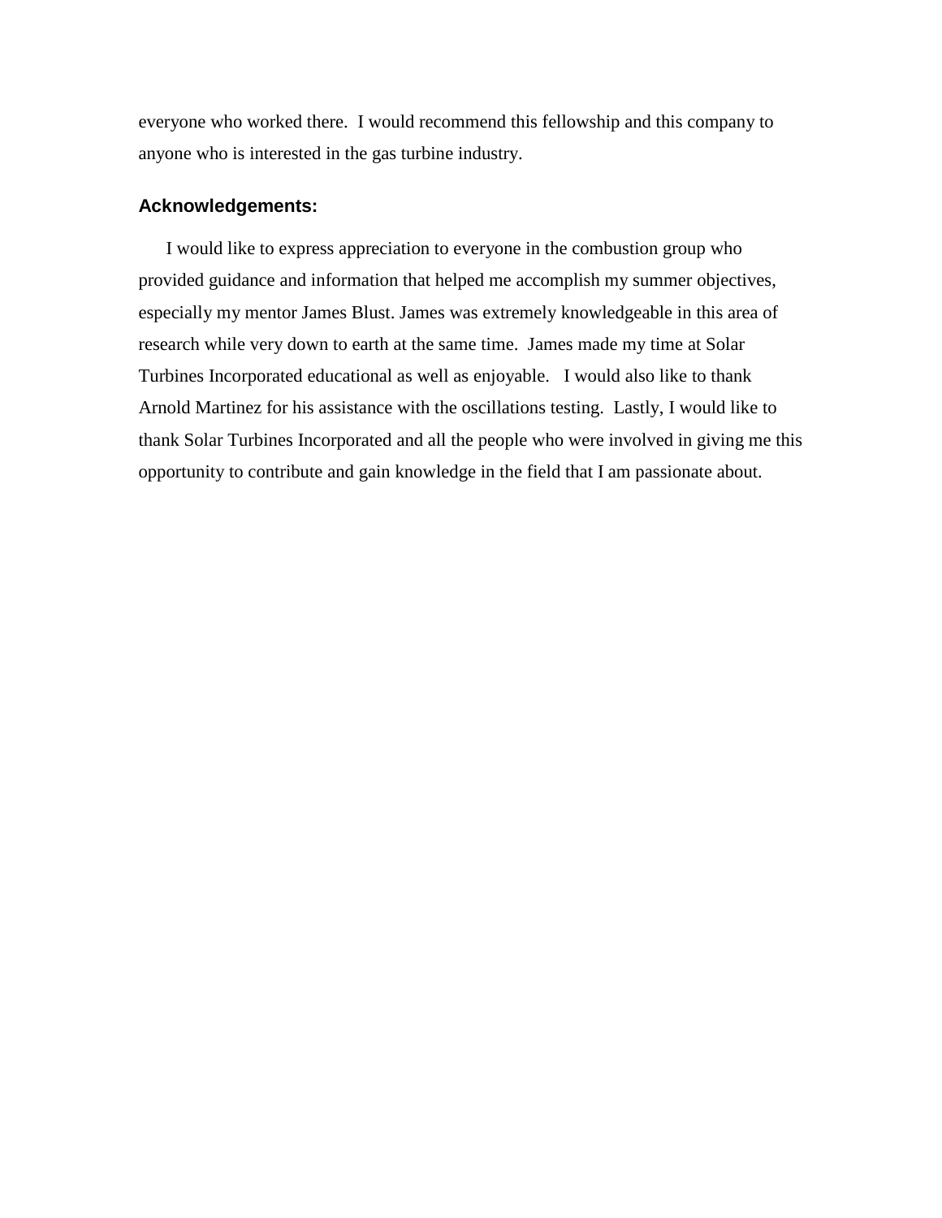everyone who worked there. I would recommend this fellowship and this company to anyone who is interested in the gas turbine industry.

### Acknowledgements:

I would like to express appreciation to everyone in the combustion group who provided guidance and information that helped me accomplish my summer objectives, especially my mentor James Blust. James was extremely knowledgeable in this area of research while very down to earth at the same time. James made my time at Solar Turbines Incorporated educational as well as enjoyable. I would also like to thank Arnold Martinez for his assistance with the oscillations testing. Lastly, I would like to thank Solar Turbines Incorporated and all the people who were involved in giving me this opportunity to contribute and gain knowledge in the field that I am passionate about.